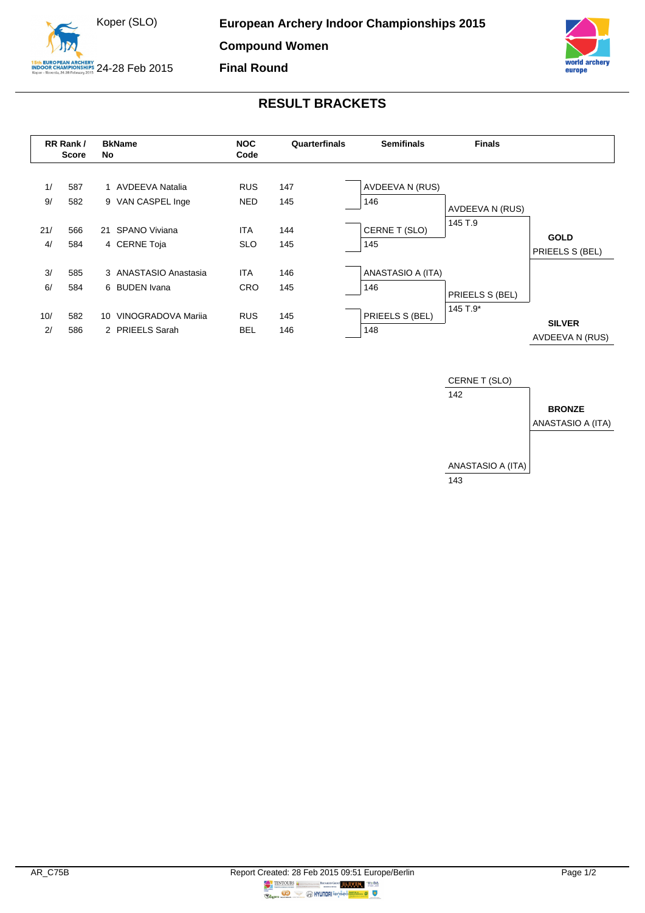Koper (SLO)

24-28 Feb 2015

**European Archery Indoor Championships 2015**

**Compound Women**

**Final Round**

## RESULT BRACKETS

| RR Rank / Score | | BkName No | | NOC Code | Quarterfinals | Semifinals | Finals | |
|---|---|---|---|---|---|---|---|---|
| 1/ | 587 | 1 | AVDEEVA Natalia | RUS | 147 | AVDEEVA N (RUS) | | |
| 9/ | 582 | 9 | VAN CASPEL Inge | NED | 145 | 146 | AVDEEVA N (RUS) | |
| | | | | | | | 145 T.9 | |
| 21/ | 566 | 21 | SPANO Viviana | ITA | 144 | CERNE T (SLO) | | **GOLD** |
| 4/ | 584 | 4 | CERNE Toja | SLO | 145 | 145 | | PRIEELS S (BEL) |
| 3/ | 585 | 3 | ANASTASIO Anastasia | ITA | 146 | ANASTASIO A (ITA) | | |
| 6/ | 584 | 6 | BUDEN Ivana | CRO | 145 | 146 | PRIEELS S (BEL) | |
| | | | | | | | 145 T.9* | |
| 10/ | 582 | 10 | VINOGRADOVA Mariia | RUS | 145 | PRIEELS S (BEL) | | **SILVER** |
| 2/ | 586 | 2 | PRIEELS Sarah | BEL | 146 | 148 | | AVDEEVA N (RUS) |

| Bronze Match | | |
|---|---|---|
| CERNE T (SLO) | 142 | |
| | | **BRONZE** |
| | | ANASTASIO A (ITA) |
| ANASTASIO A (ITA) | 143 | |

AR_C75B

Report Created: 28 Feb 2015 09:51 Europe/Berlin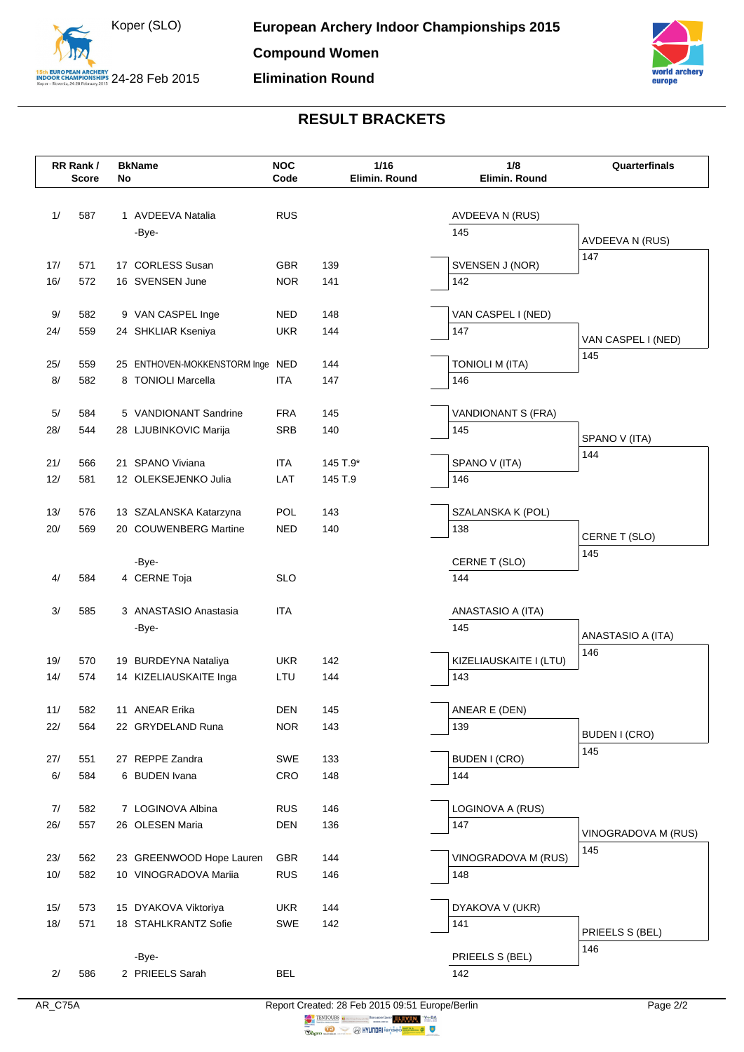# European Archery Indoor Championships 2015

Koper (SLO)
24-28 Feb 2015

**Compound Women**

**Elimination Round**

## RESULT BRACKETS

| RR Rank / | Score | BkNo | Name | NOC Code | 1/16 Elimin. Round | 1/8 Elimin. Round | Quarterfinals |
|---|---|---|---|---|---|---|---|
| 1/ | 587 | 1 | AVDEEVA Natalia | RUS | | AVDEEVA N (RUS) | |
| | | | -Bye- | | | 145 | AVDEEVA N (RUS) |
| | | | | | | | 147 |
| 17/ | 571 | 17 | CORLESS Susan | GBR | 139 | SVENSEN J (NOR) | |
| 16/ | 572 | 16 | SVENSEN June | NOR | 141 | 142 | |
| 9/ | 582 | 9 | VAN CASPEL Inge | NED | 148 | VAN CASPEL I (NED) | |
| 24/ | 559 | 24 | SHKLIAR Kseniya | UKR | 144 | 147 | VAN CASPEL I (NED) |
| | | | | | | | 145 |
| 25/ | 559 | 25 | ENTHOVEN-MOKKENSTORM Inge | NED | 144 | TONIOLI M (ITA) | |
| 8/ | 582 | 8 | TONIOLI Marcella | ITA | 147 | 146 | |
| 5/ | 584 | 5 | VANDIONANT Sandrine | FRA | 145 | VANDIONANT S (FRA) | |
| 28/ | 544 | 28 | LJUBINKOVIC Marija | SRB | 140 | 145 | SPANO V (ITA) |
| | | | | | | | 144 |
| 21/ | 566 | 21 | SPANO Viviana | ITA | 145 T.9* | SPANO V (ITA) | |
| 12/ | 581 | 12 | OLEKSEJENKO Julia | LAT | 145 T.9 | 146 | |
| 13/ | 576 | 13 | SZALANSKA Katarzyna | POL | 143 | SZALANSKA K (POL) | |
| 20/ | 569 | 20 | COUWENBERG Martine | NED | 140 | 138 | CERNE T (SLO) |
| | | | | | | | 145 |
| | | | -Bye- | | | CERNE T (SLO) | |
| 4/ | 584 | 4 | CERNE Toja | SLO | | 144 | |
| 3/ | 585 | 3 | ANASTASIO Anastasia | ITA | | ANASTASIO A (ITA) | |
| | | | -Bye- | | | 145 | ANASTASIO A (ITA) |
| | | | | | | | 146 |
| 19/ | 570 | 19 | BURDEYNA Nataliya | UKR | 142 | KIZELIAUSKAITE I (LTU) | |
| 14/ | 574 | 14 | KIZELIAUSKAITE Inga | LTU | 144 | 143 | |
| 11/ | 582 | 11 | ANEAR Erika | DEN | 145 | ANEAR E (DEN) | |
| 22/ | 564 | 22 | GRYDELAND Runa | NOR | 143 | 139 | BUDEN I (CRO) |
| | | | | | | | 145 |
| 27/ | 551 | 27 | REPPE Zandra | SWE | 133 | BUDEN I (CRO) | |
| 6/ | 584 | 6 | BUDEN Ivana | CRO | 148 | 144 | |
| 7/ | 582 | 7 | LOGINOVA Albina | RUS | 146 | LOGINOVA A (RUS) | |
| 26/ | 557 | 26 | OLESEN Maria | DEN | 136 | 147 | VINOGRADOVA M (RUS) |
| | | | | | | | 145 |
| 23/ | 562 | 23 | GREENWOOD Hope Lauren | GBR | 144 | VINOGRADOVA M (RUS) | |
| 10/ | 582 | 10 | VINOGRADOVA Mariia | RUS | 146 | 148 | |
| 15/ | 573 | 15 | DYAKOVA Viktoriya | UKR | 144 | DYAKOVA V (UKR) | |
| 18/ | 571 | 18 | STAHLKRANTZ Sofie | SWE | 142 | 141 | PRIEELS S (BEL) |
| | | | | | | | 146 |
| | | | -Bye- | | | PRIEELS S (BEL) | |
| 2/ | 586 | 2 | PRIEELS Sarah | BEL | | 142 | |

AR_C75A

Report Created: 28 Feb 2015 09:51 Europe/Berlin